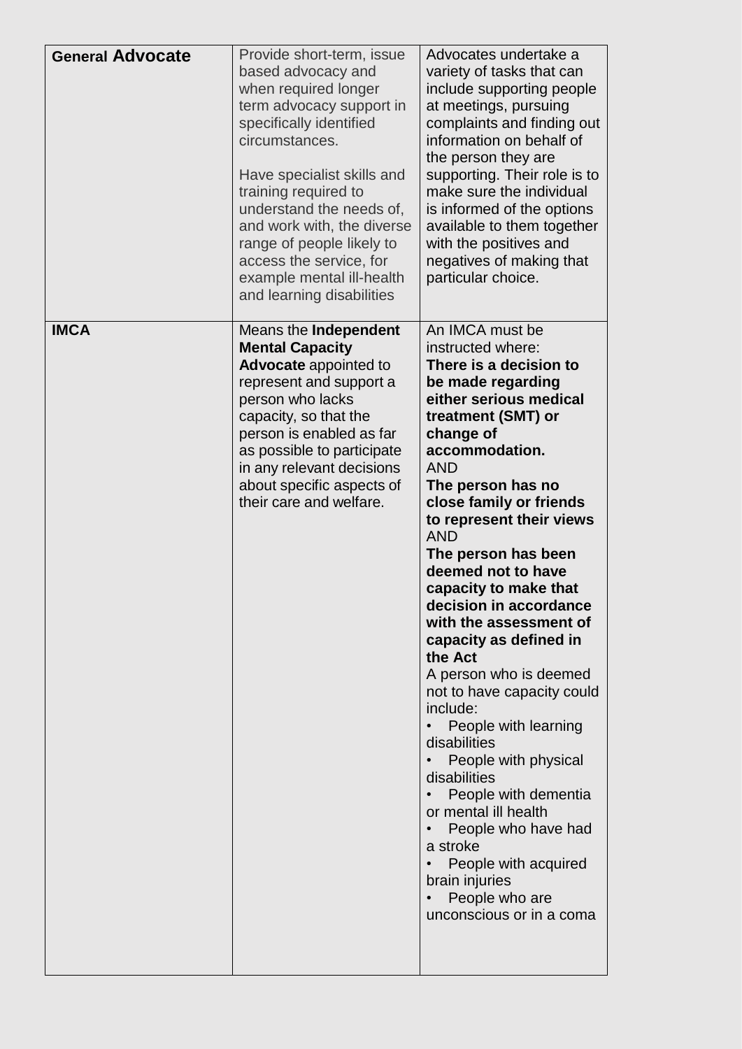| | | |
|---|---|---|
| **General Advocate** | Provide short-term, issue based advocacy and when required longer term advocacy support in specifically identified circumstances.<br><br>Have specialist skills and training required to understand the needs of, and work with, the diverse range of people likely to access the service, for example mental ill-health and learning disabilities | Advocates undertake a variety of tasks that can include supporting people at meetings, pursuing complaints and finding out information on behalf of the person they are supporting. Their role is to make sure the individual is informed of the options available to them together with the positives and negatives of making that particular choice. |
| **IMCA** | Means the **Independent Mental Capacity Advocate** appointed to represent and support a person who lacks capacity, so that the person is enabled as far as possible to participate in any relevant decisions about specific aspects of their care and welfare. | An IMCA must be instructed where:<br>**There is a decision to be made regarding either serious medical treatment (SMT) or change of accommodation.**<br>AND<br>**The person has no close family or friends to represent their views**<br>AND<br>**The person has been deemed not to have capacity to make that decision in accordance with the assessment of capacity as defined in the Act**<br>A person who is deemed not to have capacity could include:<br>• People with learning disabilities<br>• People with physical disabilities<br>• People with dementia or mental ill health<br>• People who have had a stroke<br>• People with acquired brain injuries<br>• People who are unconscious or in a coma |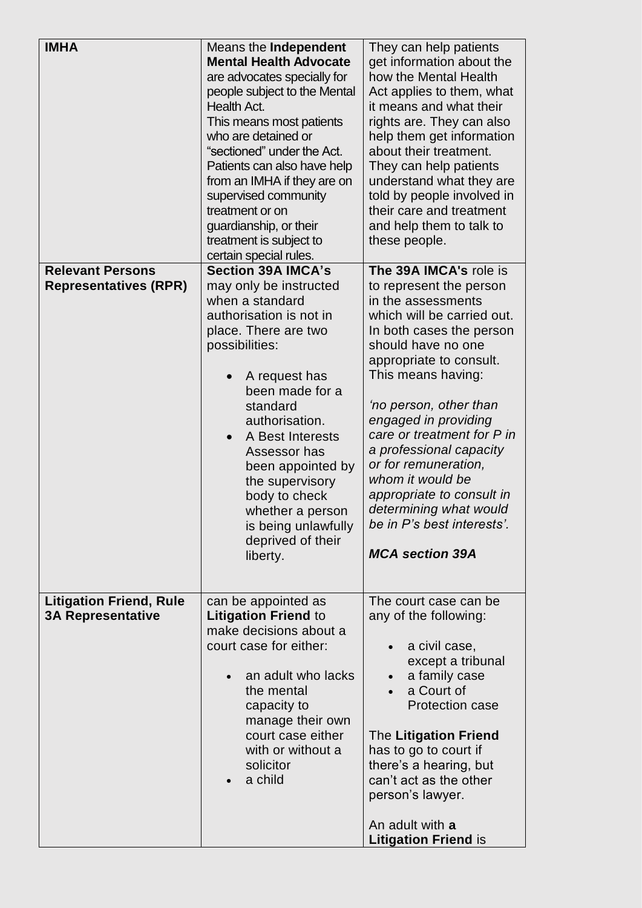| **IMHA** | Means the **Independent Mental Health Advocate** are advocates specially for people subject to the Mental Health Act. This means most patients who are detained or "sectioned" under the Act. Patients can also have help from an IMHA if they are on supervised community treatment or on guardianship, or their treatment is subject to certain special rules. | They can help patients get information about the how the Mental Health Act applies to them, what it means and what their rights are. They can also help them get information about their treatment. They can help patients understand what they are told by people involved in their care and treatment and help them to talk to these people. |
|---|---|---|
| **Relevant Persons Representatives (RPR)** | **Section 39A IMCA's** may only be instructed when a standard authorisation is not in place. There are two possibilities:<br><br>• A request has been made for a standard authorisation.<br>• A Best Interests Assessor has been appointed by the supervisory body to check whether a person is being unlawfully deprived of their liberty. | **The 39A IMCA's** role is to represent the person in the assessments which will be carried out. In both cases the person should have no one appropriate to consult. This means having:<br><br>*'no person, other than engaged in providing care or treatment for P in a professional capacity or for remuneration, whom it would be appropriate to consult in determining what would be in P's best interests'.*<br><br>***MCA section 39A*** |
| **Litigation Friend, Rule 3A Representative** | can be appointed as **Litigation Friend** to make decisions about a court case for either:<br><br>• an adult who lacks the mental capacity to manage their own court case either with or without a solicitor<br>• a child | The court case can be any of the following:<br><br>• a civil case, except a tribunal<br>• a family case<br>• a Court of Protection case<br><br>The **Litigation Friend** has to go to court if there's a hearing, but can't act as the other person's lawyer.<br><br>An adult with **a Litigation Friend** is |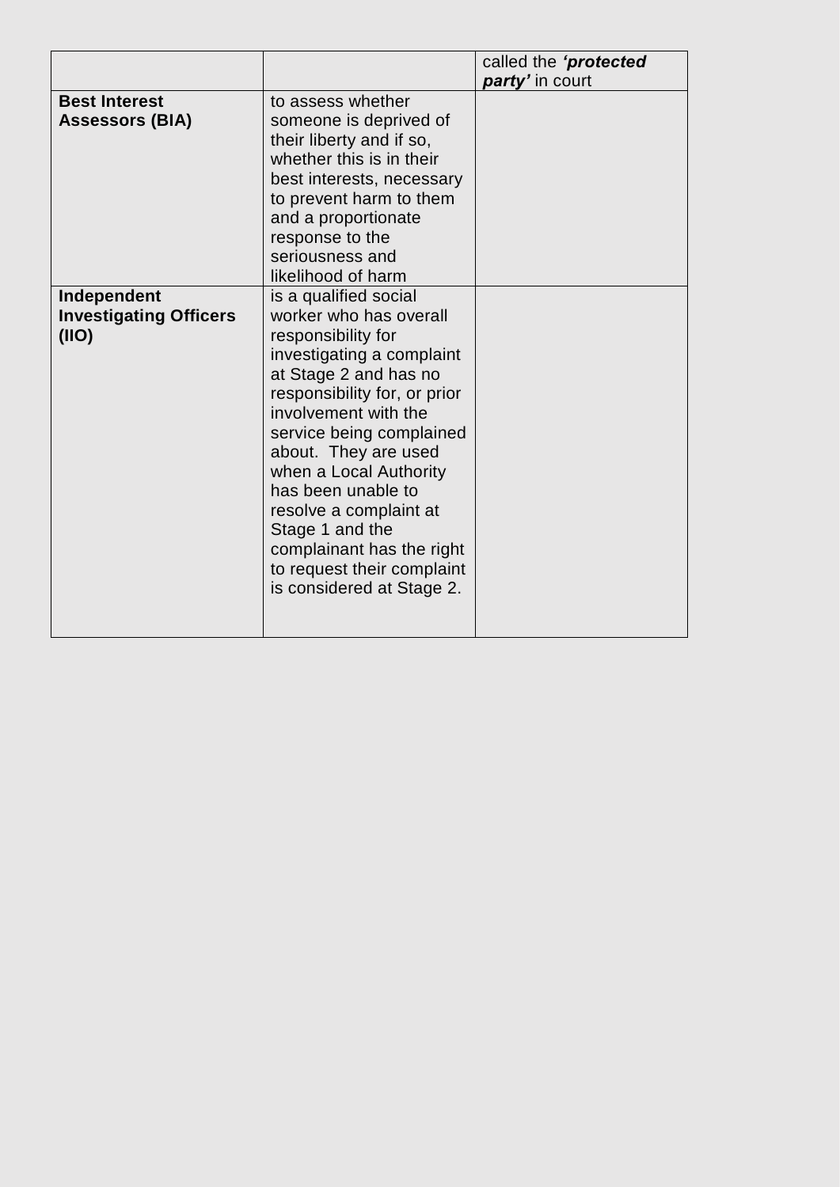| | | |
|---|---|---|
| | | called the ***'protected party'*** in court |
| **Best Interest Assessors (BIA)** | to assess whether someone is deprived of their liberty and if so, whether this is in their best interests, necessary to prevent harm to them and a proportionate response to the seriousness and likelihood of harm | |
| **Independent Investigating Officers (IIO)** | is a qualified social worker who has overall responsibility for investigating a complaint at Stage 2 and has no responsibility for, or prior involvement with the service being complained about. They are used when a Local Authority has been unable to resolve a complaint at Stage 1 and the complainant has the right to request their complaint is considered at Stage 2. | |